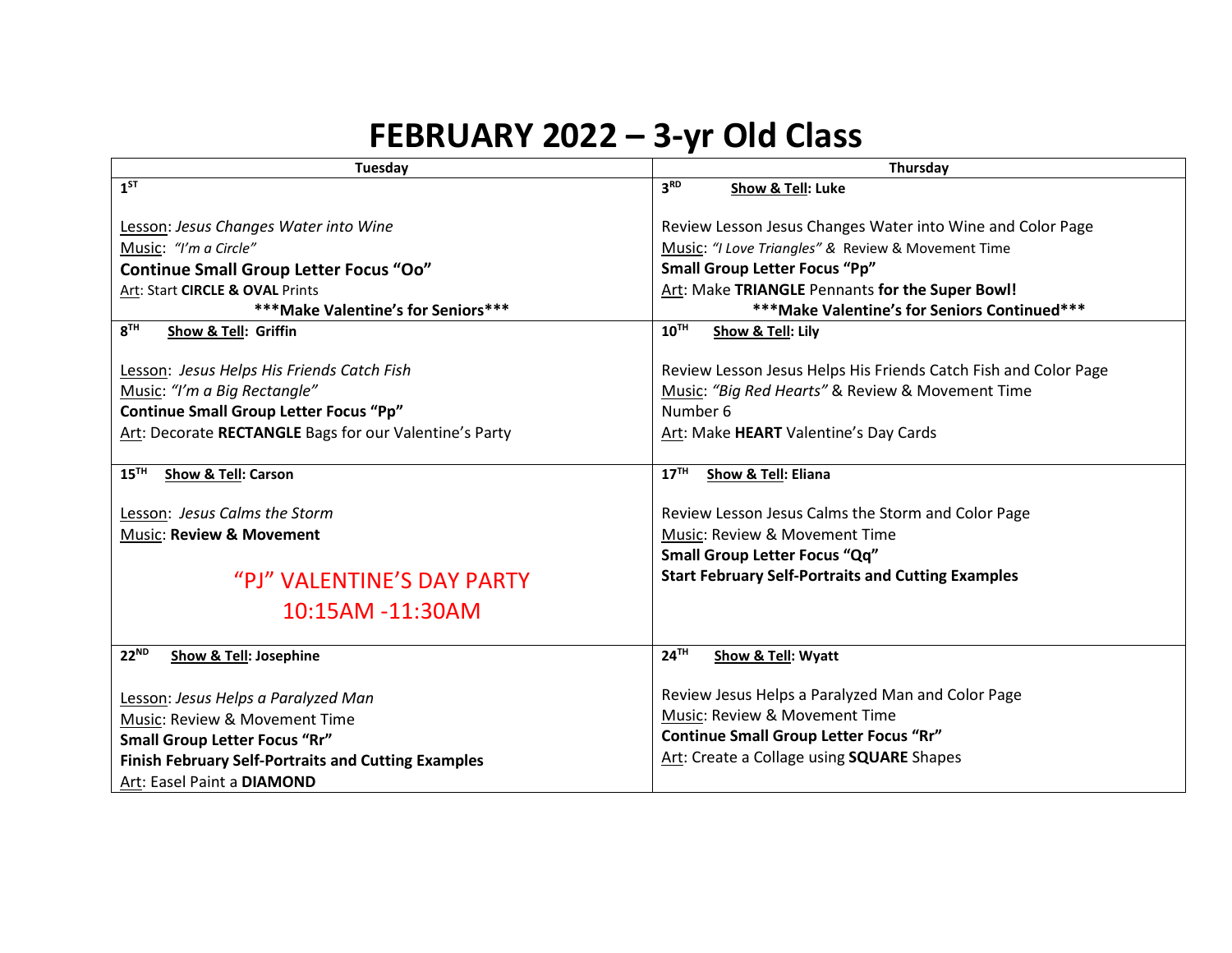# FEBRUARY 2022 – 3-yr Old Class

| Tuesday | Thursday |
|---|---|
| 1ST<br><br>Lesson: *Jesus Changes Water into Wine*<br>Music: *"I'm a Circle"*<br>**Continue Small Group Letter Focus "Oo"**<br>Art: Start **CIRCLE & OVAL** Prints<br>**\*\*\*Make Valentine's for Seniors\*\*\*** | 3RD **Show & Tell: Luke**<br><br>Review Lesson Jesus Changes Water into Wine and Color Page<br>Music: *"I Love Triangles"* & Review & Movement Time<br>**Small Group Letter Focus "Pp"**<br>Art: Make **TRIANGLE** Pennants **for the Super Bowl!**<br>**\*\*\*Make Valentine's for Seniors Continued\*\*\*** |
| 8TH **Show & Tell: Griffin**<br><br>Lesson: *Jesus Helps His Friends Catch Fish*<br>Music: *"I'm a Big Rectangle"*<br>**Continue Small Group Letter Focus "Pp"**<br>Art: Decorate **RECTANGLE** Bags for our Valentine's Party | 10TH **Show & Tell: Lily**<br><br>Review Lesson Jesus Helps His Friends Catch Fish and Color Page<br>Music: *"Big Red Hearts"* & Review & Movement Time<br>Number 6<br>Art: Make **HEART** Valentine's Day Cards |
| 15TH **Show & Tell: Carson**<br><br>Lesson: *Jesus Calms the Storm*<br>Music: **Review & Movement**<br><br>"PJ" VALENTINE'S DAY PARTY<br>10:15AM -11:30AM | 17TH **Show & Tell: Eliana**<br><br>Review Lesson Jesus Calms the Storm and Color Page<br>Music: Review & Movement Time<br>**Small Group Letter Focus "Qq"**<br>**Start February Self-Portraits and Cutting Examples** |
| 22ND **Show & Tell: Josephine**<br><br>Lesson: *Jesus Helps a Paralyzed Man*<br>Music: Review & Movement Time<br>**Small Group Letter Focus "Rr"**<br>**Finish February Self-Portraits and Cutting Examples**<br>Art: Easel Paint a **DIAMOND** | 24TH **Show & Tell: Wyatt**<br><br>Review Jesus Helps a Paralyzed Man and Color Page<br>Music: Review & Movement Time<br>**Continue Small Group Letter Focus "Rr"**<br>Art: Create a Collage using **SQUARE** Shapes |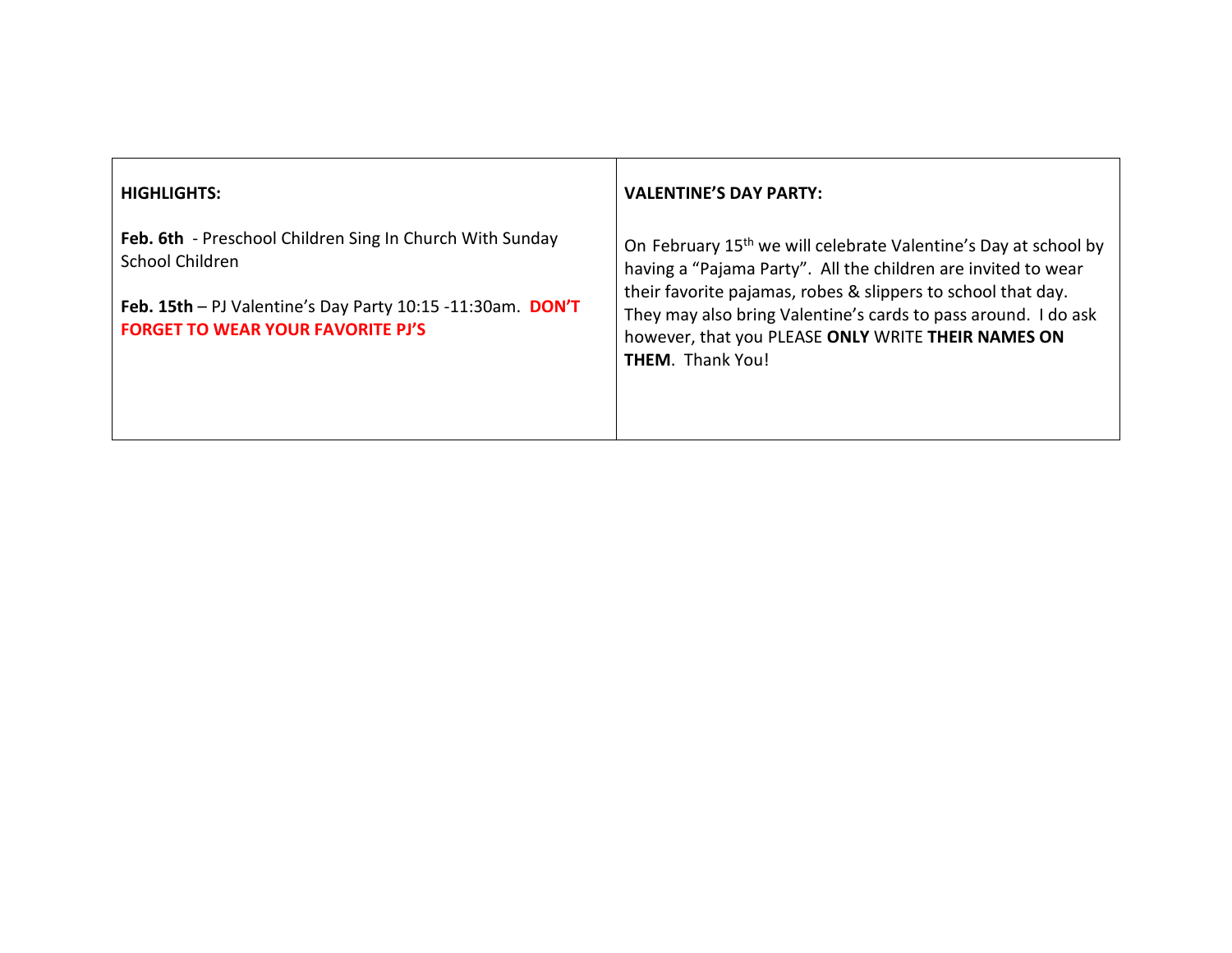| | |
|---|---|
| **HIGHLIGHTS:**<br><br>**Feb. 6th** - Preschool Children Sing In Church With Sunday School Children<br><br>**Feb. 15th** – PJ Valentine's Day Party 10:15 -11:30am. **DON'T FORGET TO WEAR YOUR FAVORITE PJ'S** | **VALENTINE'S DAY PARTY:**<br><br>On February 15th we will celebrate Valentine's Day at school by having a "Pajama Party". All the children are invited to wear their favorite pajamas, robes & slippers to school that day. They may also bring Valentine's cards to pass around. I do ask however, that you PLEASE **ONLY** WRITE **THEIR NAMES ON THEM**. Thank You! |